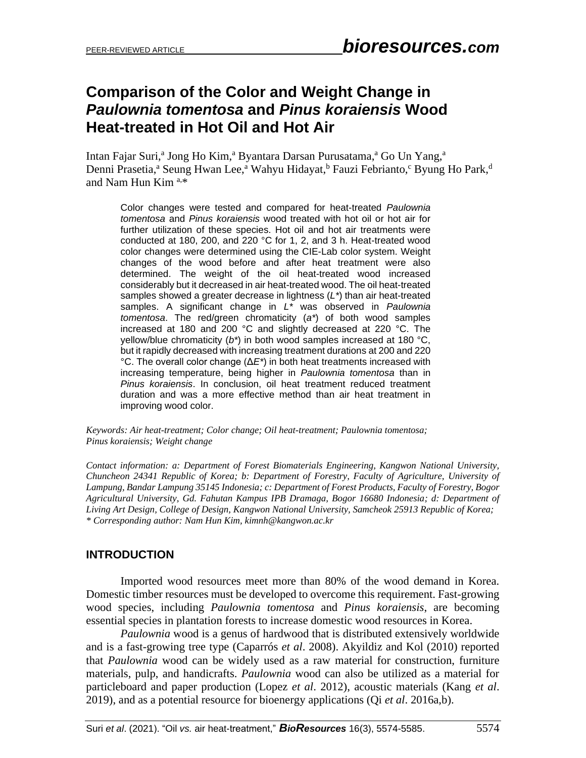# Comparison of the Color and Weight Change in *Paulownia tomentosa* and *Pinus koraiensis* Wood Heat-treated in Hot Oil and Hot Air

Intan Fajar Suri,[a] Jong Ho Kim,[a] Byantara Darsan Purusatama,[a] Go Un Yang,[a] Denni Prasetia,[a] Seung Hwan Lee,[a] Wahyu Hidayat,[b] Fauzi Febrianto,[c] Byung Ho Park,[d] and Nam Hun Kim [a,*]

Color changes were tested and compared for heat-treated *Paulownia tomentosa* and *Pinus koraiensis* wood treated with hot oil or hot air for further utilization of these species. Hot oil and hot air treatments were conducted at 180, 200, and 220 °C for 1, 2, and 3 h. Heat-treated wood color changes were determined using the CIE-Lab color system. Weight changes of the wood before and after heat treatment were also determined. The weight of the oil heat-treated wood increased considerably but it decreased in air heat-treated wood. The oil heat-treated samples showed a greater decrease in lightness ($L^*$) than air heat-treated samples. A significant change in $L^*$ was observed in *Paulownia tomentosa*. The red/green chromaticity ($a^*$) of both wood samples increased at 180 and 200 °C and slightly decreased at 220 °C. The yellow/blue chromaticity ($b^*$) in both wood samples increased at 180 °C, but it rapidly decreased with increasing treatment durations at 200 and 220 °C. The overall color change ($\Delta E^*$) in both heat treatments increased with increasing temperature, being higher in *Paulownia tomentosa* than in *Pinus koraiensis*. In conclusion, oil heat treatment reduced treatment duration and was a more effective method than air heat treatment in improving wood color.

*Keywords: Air heat-treatment; Color change; Oil heat-treatment; Paulownia tomentosa; Pinus koraiensis; Weight change*

*Contact information: a: Department of Forest Biomaterials Engineering, Kangwon National University, Chuncheon 24341 Republic of Korea; b: Department of Forestry, Faculty of Agriculture, University of Lampung, Bandar Lampung 35145 Indonesia; c: Department of Forest Products, Faculty of Forestry, Bogor Agricultural University, Gd. Fahutan Kampus IPB Dramaga, Bogor 16680 Indonesia; d: Department of Living Art Design, College of Design, Kangwon National University, Samcheok 25913 Republic of Korea; \* Corresponding author: Nam Hun Kim, kimnh@kangwon.ac.kr*

## INTRODUCTION

Imported wood resources meet more than 80% of the wood demand in Korea. Domestic timber resources must be developed to overcome this requirement. Fast-growing wood species, including *Paulownia tomentosa* and *Pinus koraiensis*, are becoming essential species in plantation forests to increase domestic wood resources in Korea.

*Paulownia* wood is a genus of hardwood that is distributed extensively worldwide and is a fast-growing tree type (Caparrós *et al*. 2008). Akyildiz and Kol (2010) reported that *Paulownia* wood can be widely used as a raw material for construction, furniture materials, pulp, and handicrafts. *Paulownia* wood can also be utilized as a material for particleboard and paper production (Lopez *et al*. 2012), acoustic materials (Kang *et al*. 2019), and as a potential resource for bioenergy applications (Qi *et al*. 2016a,b).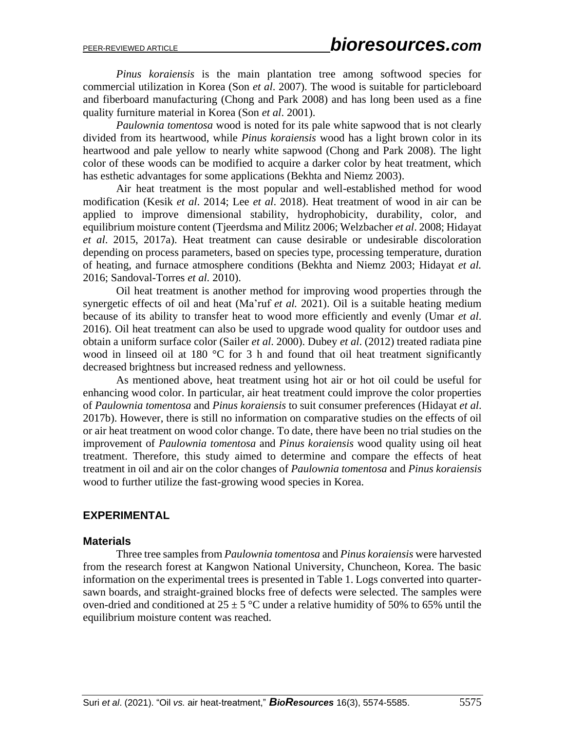*Pinus koraiensis* is the main plantation tree among softwood species for commercial utilization in Korea (Son *et al*. 2007). The wood is suitable for particleboard and fiberboard manufacturing (Chong and Park 2008) and has long been used as a fine quality furniture material in Korea (Son *et al*. 2001).

*Paulownia tomentosa* wood is noted for its pale white sapwood that is not clearly divided from its heartwood, while *Pinus koraiensis* wood has a light brown color in its heartwood and pale yellow to nearly white sapwood (Chong and Park 2008). The light color of these woods can be modified to acquire a darker color by heat treatment, which has esthetic advantages for some applications (Bekhta and Niemz 2003).

Air heat treatment is the most popular and well-established method for wood modification (Kesik *et al*. 2014; Lee *et al*. 2018). Heat treatment of wood in air can be applied to improve dimensional stability, hydrophobicity, durability, color, and equilibrium moisture content (Tjeerdsma and Militz 2006; Welzbacher *et al*. 2008; Hidayat *et al*. 2015, 2017a). Heat treatment can cause desirable or undesirable discoloration depending on process parameters, based on species type, processing temperature, duration of heating, and furnace atmosphere conditions (Bekhta and Niemz 2003; Hidayat *et al.* 2016; Sandoval-Torres *et al.* 2010).

Oil heat treatment is another method for improving wood properties through the synergetic effects of oil and heat (Ma'ruf *et al.* 2021). Oil is a suitable heating medium because of its ability to transfer heat to wood more efficiently and evenly (Umar *et al*. 2016). Oil heat treatment can also be used to upgrade wood quality for outdoor uses and obtain a uniform surface color (Sailer *et al*. 2000). Dubey *et al*. (2012) treated radiata pine wood in linseed oil at 180 °C for 3 h and found that oil heat treatment significantly decreased brightness but increased redness and yellowness.

As mentioned above, heat treatment using hot air or hot oil could be useful for enhancing wood color. In particular, air heat treatment could improve the color properties of *Paulownia tomentosa* and *Pinus koraiensis* to suit consumer preferences (Hidayat *et al*. 2017b). However, there is still no information on comparative studies on the effects of oil or air heat treatment on wood color change. To date, there have been no trial studies on the improvement of *Paulownia tomentosa* and *Pinus koraiensis* wood quality using oil heat treatment. Therefore, this study aimed to determine and compare the effects of heat treatment in oil and air on the color changes of *Paulownia tomentosa* and *Pinus koraiensis* wood to further utilize the fast-growing wood species in Korea.

## EXPERIMENTAL

### Materials

Three tree samples from *Paulownia tomentosa* and *Pinus koraiensis* were harvested from the research forest at Kangwon National University, Chuncheon, Korea. The basic information on the experimental trees is presented in Table 1. Logs converted into quarter-sawn boards, and straight-grained blocks free of defects were selected. The samples were oven-dried and conditioned at 25 ± 5 °C under a relative humidity of 50% to 65% until the equilibrium moisture content was reached.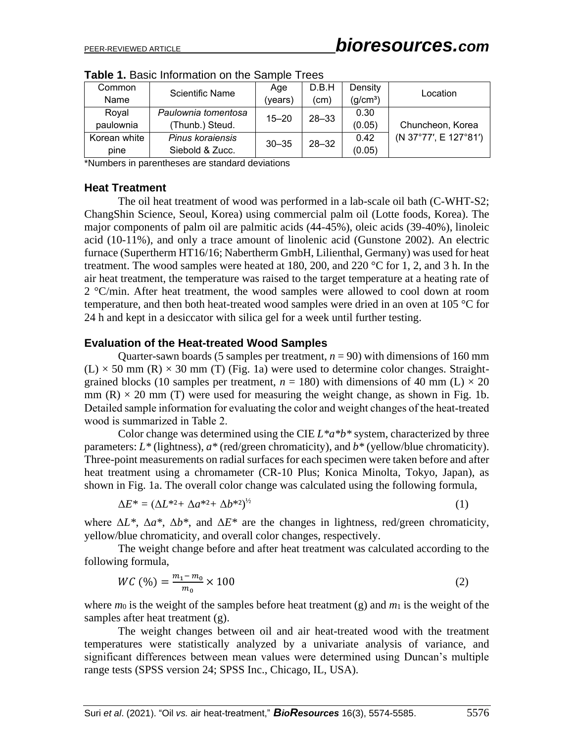**Table 1.** Basic Information on the Sample Trees

| Common Name | Scientific Name | Age (years) | D.B.H (cm) | Density ($g/cm^3$) | Location |
|---|---|---|---|---|---|
| Royal paulownia | *Paulownia tomentosa* (Thunb.) Steud. | 15–20 | 28–33 | 0.30 (0.05) | Chuncheon, Korea (N 37°77′, E 127°81′) |
| Korean white pine | *Pinus koraiensis* Siebold & Zucc. | 30–35 | 28–32 | 0.42 (0.05) | |

*Numbers in parentheses are standard deviations

### Heat Treatment

The oil heat treatment of wood was performed in a lab-scale oil bath (C-WHT-S2; ChangShin Science, Seoul, Korea) using commercial palm oil (Lotte foods, Korea). The major components of palm oil are palmitic acids (44-45%), oleic acids (39-40%), linoleic acid (10-11%), and only a trace amount of linolenic acid (Gunstone 2002). An electric furnace (Supertherm HT16/16; Nabertherm GmbH, Lilienthal, Germany) was used for heat treatment. The wood samples were heated at 180, 200, and 220 °C for 1, 2, and 3 h. In the air heat treatment, the temperature was raised to the target temperature at a heating rate of 2 °C/min. After heat treatment, the wood samples were allowed to cool down at room temperature, and then both heat-treated wood samples were dried in an oven at 105 °C for 24 h and kept in a desiccator with silica gel for a week until further testing.

### Evaluation of the Heat-treated Wood Samples

Quarter-sawn boards (5 samples per treatment, $n$ = 90) with dimensions of 160 mm (L) × 50 mm (R) × 30 mm (T) (Fig. 1a) were used to determine color changes. Straight-grained blocks (10 samples per treatment, $n$ = 180) with dimensions of 40 mm (L) × 20 mm (R) × 20 mm (T) were used for measuring the weight change, as shown in Fig. 1b. Detailed sample information for evaluating the color and weight changes of the heat-treated wood is summarized in Table 2.

Color change was determined using the CIE $L^*a^*b^*$ system, characterized by three parameters: $L^*$ (lightness), $a^*$ (red/green chromaticity), and $b^*$ (yellow/blue chromaticity). Three-point measurements on radial surfaces for each specimen were taken before and after heat treatment using a chromameter (CR-10 Plus; Konica Minolta, Tokyo, Japan), as shown in Fig. 1a. The overall color change was calculated using the following formula,

$$\Delta E^* = (\Delta L^{*2} + \Delta a^{*2} + \Delta b^{*2})^{1/2} \tag{1}$$

where $\Delta L^*$, $\Delta a^*$, $\Delta b^*$, and $\Delta E^*$ are the changes in lightness, red/green chromaticity, yellow/blue chromaticity, and overall color changes, respectively.

The weight change before and after heat treatment was calculated according to the following formula,

$$WC\ (\%) = \frac{m_1 - m_0}{m_0} \times 100 \tag{2}$$

where $m_0$ is the weight of the samples before heat treatment (g) and $m_1$ is the weight of the samples after heat treatment (g).

The weight changes between oil and air heat-treated wood with the treatment temperatures were statistically analyzed by a univariate analysis of variance, and significant differences between mean values were determined using Duncan's multiple range tests (SPSS version 24; SPSS Inc., Chicago, IL, USA).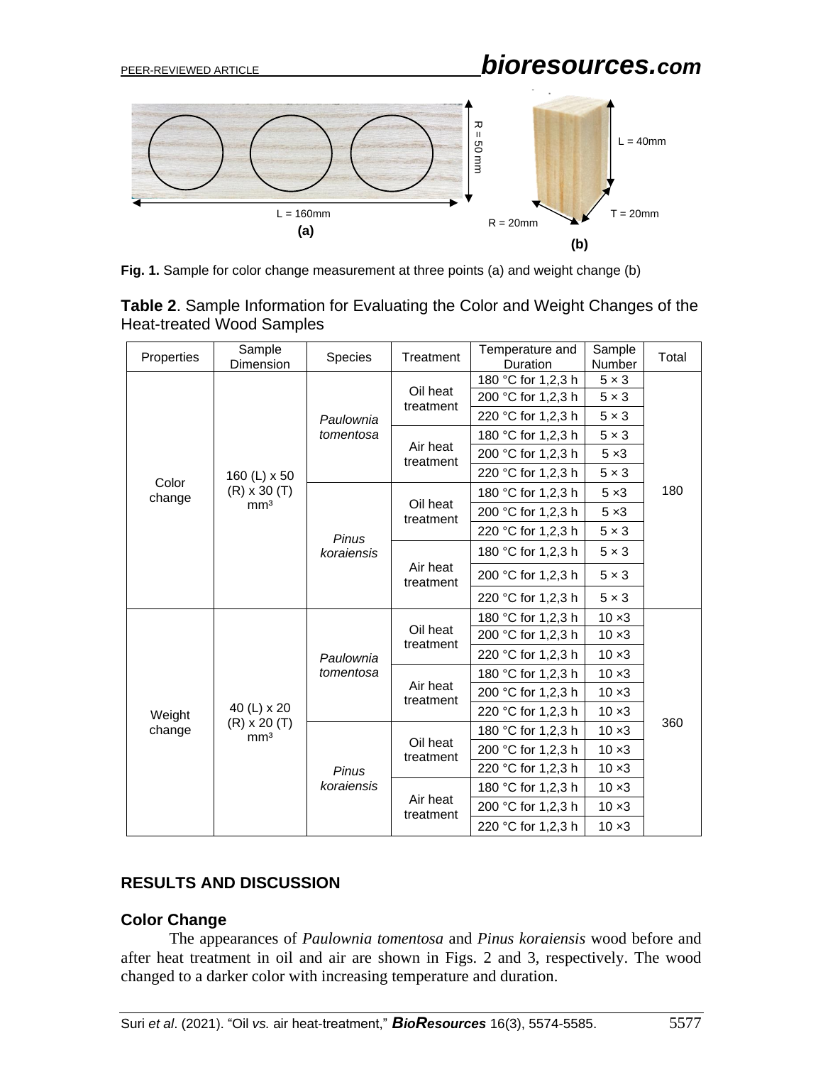**Fig. 1.** Sample for color change measurement at three points (a) and weight change (b)

**Table 2**. Sample Information for Evaluating the Color and Weight Changes of the Heat-treated Wood Samples

| Properties | Sample Dimension | Species | Treatment | Temperature and Duration | Sample Number | Total |
|---|---|---|---|---|---|---|
| Color change | 160 (L) x 50 (R) x 30 (T) mm³ | *Paulownia tomentosa* | Oil heat treatment | 180 °C for 1,2,3 h | 5 × 3 | 180 |
| | | | | 200 °C for 1,2,3 h | 5 × 3 | |
| | | | | 220 °C for 1,2,3 h | 5 × 3 | |
| | | | Air heat treatment | 180 °C for 1,2,3 h | 5 × 3 | |
| | | | | 200 °C for 1,2,3 h | 5 ×3 | |
| | | | | 220 °C for 1,2,3 h | 5 × 3 | |
| | | *Pinus koraiensis* | Oil heat treatment | 180 °C for 1,2,3 h | 5 ×3 | |
| | | | | 200 °C for 1,2,3 h | 5 ×3 | |
| | | | | 220 °C for 1,2,3 h | 5 × 3 | |
| | | | Air heat treatment | 180 °C for 1,2,3 h | 5 × 3 | |
| | | | | 200 °C for 1,2,3 h | 5 × 3 | |
| | | | | 220 °C for 1,2,3 h | 5 × 3 | |
| Weight change | 40 (L) x 20 (R) x 20 (T) mm³ | *Paulownia tomentosa* | Oil heat treatment | 180 °C for 1,2,3 h | 10 ×3 | 360 |
| | | | | 200 °C for 1,2,3 h | 10 ×3 | |
| | | | | 220 °C for 1,2,3 h | 10 ×3 | |
| | | | Air heat treatment | 180 °C for 1,2,3 h | 10 ×3 | |
| | | | | 200 °C for 1,2,3 h | 10 ×3 | |
| | | | | 220 °C for 1,2,3 h | 10 ×3 | |
| | | *Pinus koraiensis* | Oil heat treatment | 180 °C for 1,2,3 h | 10 ×3 | |
| | | | | 200 °C for 1,2,3 h | 10 ×3 | |
| | | | | 220 °C for 1,2,3 h | 10 ×3 | |
| | | | Air heat treatment | 180 °C for 1,2,3 h | 10 ×3 | |
| | | | | 200 °C for 1,2,3 h | 10 ×3 | |
| | | | | 220 °C for 1,2,3 h | 10 ×3 | |

## RESULTS AND DISCUSSION

### Color Change

The appearances of *Paulownia tomentosa* and *Pinus koraiensis* wood before and after heat treatment in oil and air are shown in Figs. 2 and 3, respectively. The wood changed to a darker color with increasing temperature and duration.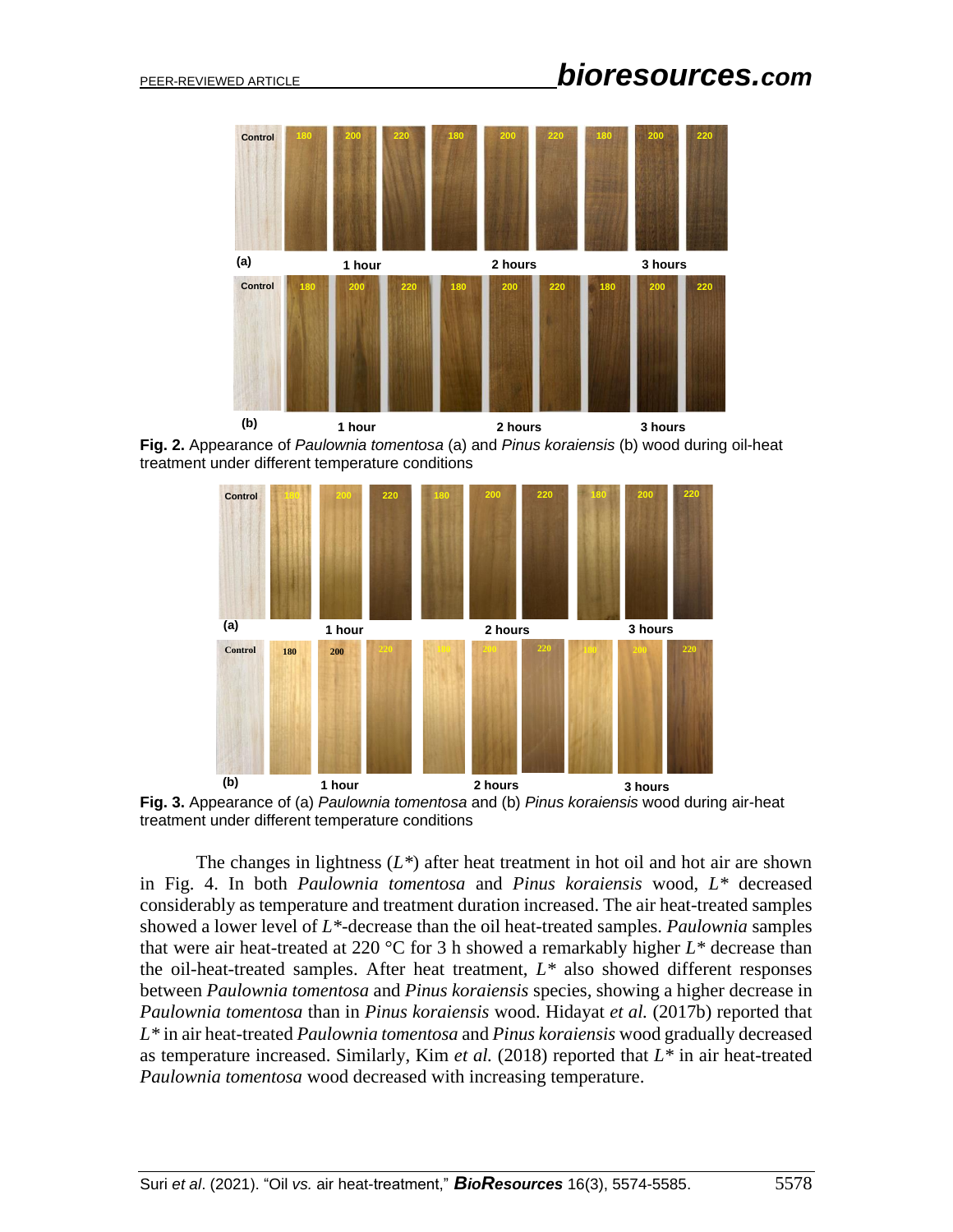Fig. 2. Appearance of *Paulownia tomentosa* (a) and *Pinus koraiensis* (b) wood during oil-heat treatment under different temperature conditions

Fig. 3. Appearance of (a) *Paulownia tomentosa* and (b) *Pinus koraiensis* wood during air-heat treatment under different temperature conditions

The changes in lightness ($L^*$) after heat treatment in hot oil and hot air are shown in Fig. 4. In both *Paulownia tomentosa* and *Pinus koraiensis* wood, $L^*$ decreased considerably as temperature and treatment duration increased. The air heat-treated samples showed a lower level of $L^*$-decrease than the oil heat-treated samples. *Paulownia* samples that were air heat-treated at 220 °C for 3 h showed a remarkably higher $L^*$ decrease than the oil-heat-treated samples. After heat treatment, $L^*$ also showed different responses between *Paulownia tomentosa* and *Pinus koraiensis* species, showing a higher decrease in *Paulownia tomentosa* than in *Pinus koraiensis* wood. Hidayat *et al.* (2017b) reported that $L^*$ in air heat-treated *Paulownia tomentosa* and *Pinus koraiensis* wood gradually decreased as temperature increased. Similarly, Kim *et al.* (2018) reported that $L^*$ in air heat-treated *Paulownia tomentosa* wood decreased with increasing temperature.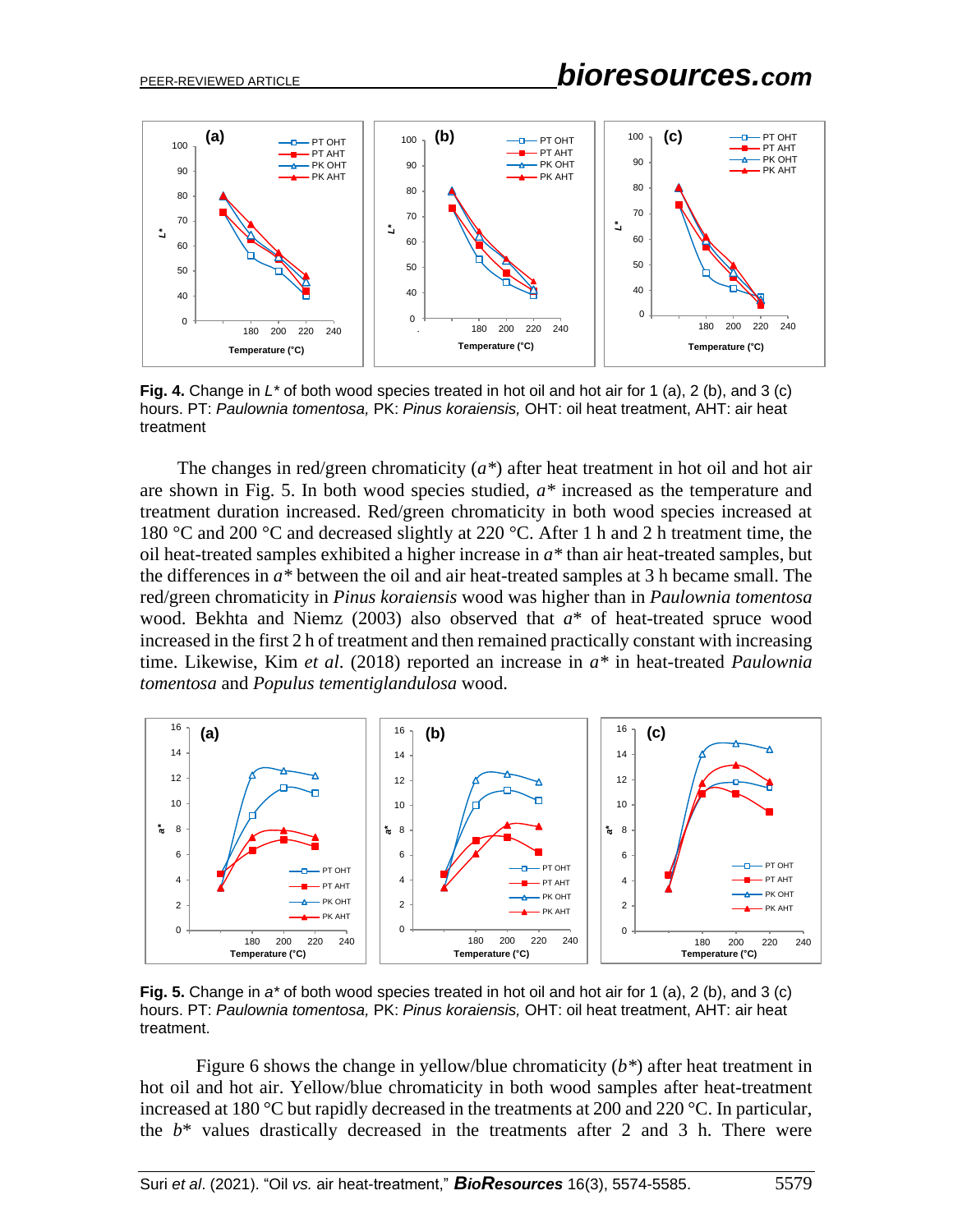**Fig. 4.** Change in $L^*$ of both wood species treated in hot oil and hot air for 1 (a), 2 (b), and 3 (c) hours. PT: *Paulownia tomentosa,* PK: *Pinus koraiensis,* OHT: oil heat treatment, AHT: air heat treatment

The changes in red/green chromaticity ($a^*$) after heat treatment in hot oil and hot air are shown in Fig. 5. In both wood species studied, $a^*$ increased as the temperature and treatment duration increased. Red/green chromaticity in both wood species increased at 180 °C and 200 °C and decreased slightly at 220 °C. After 1 h and 2 h treatment time, the oil heat-treated samples exhibited a higher increase in $a^*$ than air heat-treated samples, but the differences in $a^*$ between the oil and air heat-treated samples at 3 h became small. The red/green chromaticity in *Pinus koraiensis* wood was higher than in *Paulownia tomentosa* wood. Bekhta and Niemz (2003) also observed that $a^*$ of heat-treated spruce wood increased in the first 2 h of treatment and then remained practically constant with increasing time. Likewise, Kim *et al*. (2018) reported an increase in $a^*$ in heat-treated *Paulownia tomentosa* and *Populus tementiglandulosa* wood.

**Fig. 5.** Change in $a^*$ of both wood species treated in hot oil and hot air for 1 (a), 2 (b), and 3 (c) hours. PT: *Paulownia tomentosa,* PK: *Pinus koraiensis,* OHT: oil heat treatment, AHT: air heat treatment.

Figure 6 shows the change in yellow/blue chromaticity ($b^*$) after heat treatment in hot oil and hot air. Yellow/blue chromaticity in both wood samples after heat-treatment increased at 180 °C but rapidly decreased in the treatments at 200 and 220 °C. In particular, the $b^*$ values drastically decreased in the treatments after 2 and 3 h. There were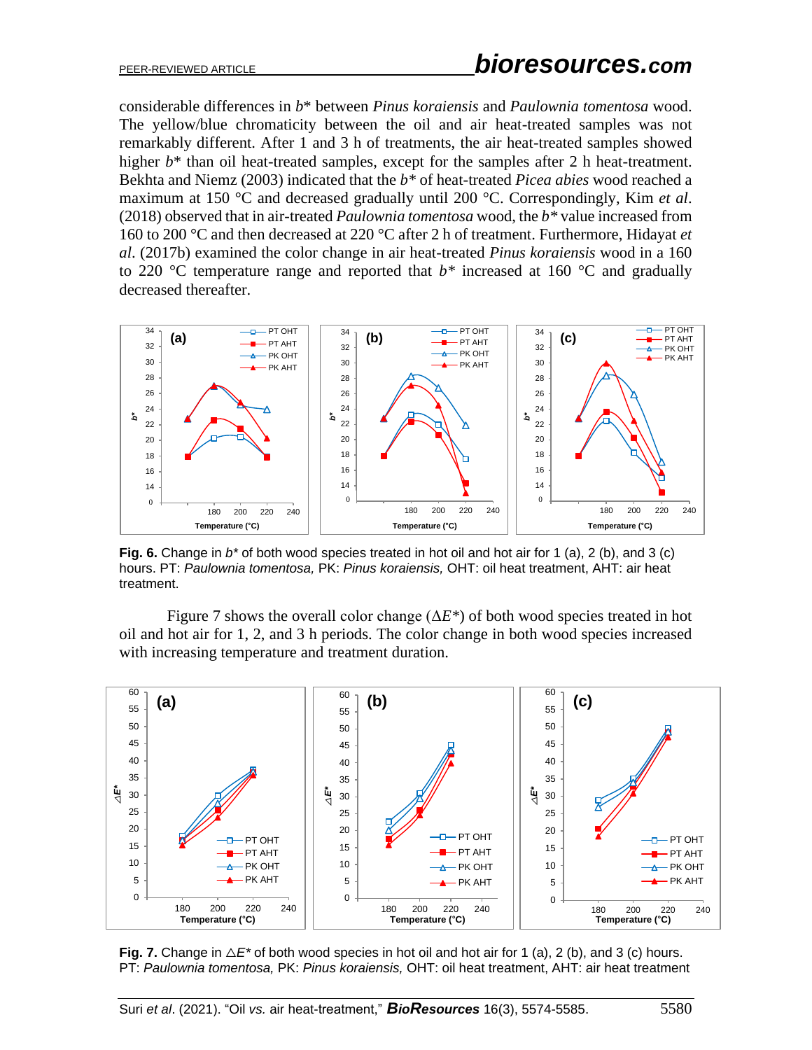considerable differences in $b^*$ between *Pinus koraiensis* and *Paulownia tomentosa* wood. The yellow/blue chromaticity between the oil and air heat-treated samples was not remarkably different. After 1 and 3 h of treatments, the air heat-treated samples showed higher $b^*$ than oil heat-treated samples, except for the samples after 2 h heat-treatment. Bekhta and Niemz (2003) indicated that the $b^*$ of heat-treated *Picea abies* wood reached a maximum at 150 °C and decreased gradually until 200 °C. Correspondingly, Kim *et al*. (2018) observed that in air-treated *Paulownia tomentosa* wood, the $b^*$ value increased from 160 to 200 °C and then decreased at 220 °C after 2 h of treatment. Furthermore, Hidayat *et al*. (2017b) examined the color change in air heat-treated *Pinus koraiensis* wood in a 160 to 220 °C temperature range and reported that $b^*$ increased at 160 °C and gradually decreased thereafter.

**Fig. 6.** Change in $b^*$ of both wood species treated in hot oil and hot air for 1 (a), 2 (b), and 3 (c) hours. PT: *Paulownia tomentosa,* PK: *Pinus koraiensis,* OHT: oil heat treatment, AHT: air heat treatment.

Figure 7 shows the overall color change ($\Delta E^*$) of both wood species treated in hot oil and hot air for 1, 2, and 3 h periods. The color change in both wood species increased with increasing temperature and treatment duration.

**Fig. 7.** Change in $\Delta E^*$ of both wood species in hot oil and hot air for 1 (a), 2 (b), and 3 (c) hours. PT: *Paulownia tomentosa,* PK: *Pinus koraiensis,* OHT: oil heat treatment, AHT: air heat treatment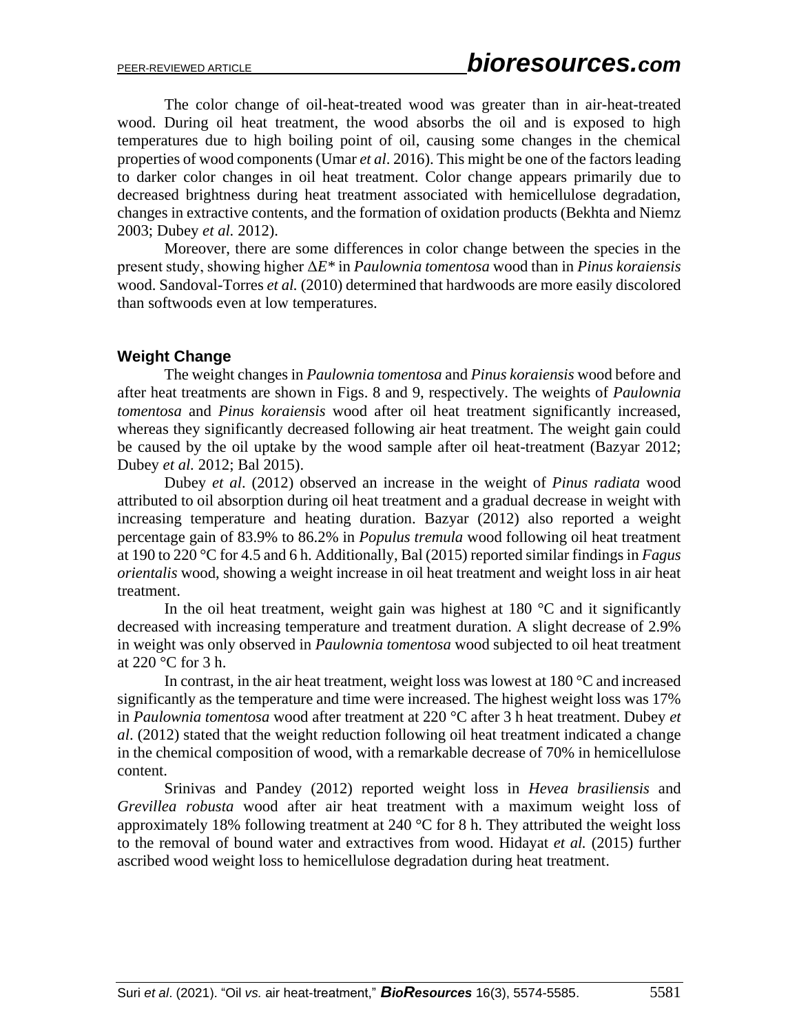The color change of oil-heat-treated wood was greater than in air-heat-treated wood. During oil heat treatment, the wood absorbs the oil and is exposed to high temperatures due to high boiling point of oil, causing some changes in the chemical properties of wood components (Umar *et al*. 2016). This might be one of the factors leading to darker color changes in oil heat treatment. Color change appears primarily due to decreased brightness during heat treatment associated with hemicellulose degradation, changes in extractive contents, and the formation of oxidation products (Bekhta and Niemz 2003; Dubey *et al.* 2012).

Moreover, there are some differences in color change between the species in the present study, showing higher $\Delta E^*$ in *Paulownia tomentosa* wood than in *Pinus koraiensis* wood. Sandoval-Torres *et al.* (2010) determined that hardwoods are more easily discolored than softwoods even at low temperatures.

## Weight Change

The weight changes in *Paulownia tomentosa* and *Pinus koraiensis* wood before and after heat treatments are shown in Figs. 8 and 9, respectively. The weights of *Paulownia tomentosa* and *Pinus koraiensis* wood after oil heat treatment significantly increased, whereas they significantly decreased following air heat treatment. The weight gain could be caused by the oil uptake by the wood sample after oil heat-treatment (Bazyar 2012; Dubey *et al.* 2012; Bal 2015).

Dubey *et al*. (2012) observed an increase in the weight of *Pinus radiata* wood attributed to oil absorption during oil heat treatment and a gradual decrease in weight with increasing temperature and heating duration. Bazyar (2012) also reported a weight percentage gain of 83.9% to 86.2% in *Populus tremula* wood following oil heat treatment at 190 to 220 °C for 4.5 and 6 h. Additionally, Bal (2015) reported similar findings in *Fagus orientalis* wood, showing a weight increase in oil heat treatment and weight loss in air heat treatment.

In the oil heat treatment, weight gain was highest at 180 °C and it significantly decreased with increasing temperature and treatment duration. A slight decrease of 2.9% in weight was only observed in *Paulownia tomentosa* wood subjected to oil heat treatment at 220 °C for 3 h.

In contrast, in the air heat treatment, weight loss was lowest at 180 °C and increased significantly as the temperature and time were increased. The highest weight loss was 17% in *Paulownia tomentosa* wood after treatment at 220 °C after 3 h heat treatment. Dubey *et al*. (2012) stated that the weight reduction following oil heat treatment indicated a change in the chemical composition of wood, with a remarkable decrease of 70% in hemicellulose content.

Srinivas and Pandey (2012) reported weight loss in *Hevea brasiliensis* and *Grevillea robusta* wood after air heat treatment with a maximum weight loss of approximately 18% following treatment at 240 °C for 8 h. They attributed the weight loss to the removal of bound water and extractives from wood. Hidayat *et al.* (2015) further ascribed wood weight loss to hemicellulose degradation during heat treatment.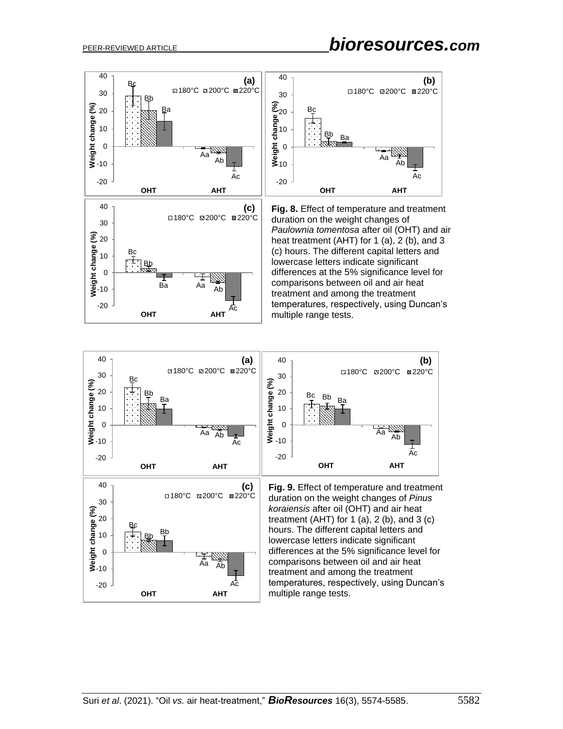**Fig. 8.** Effect of temperature and treatment duration on the weight changes of *Paulownia tomentosa* after oil (OHT) and air heat treatment (AHT) for 1 (a), 2 (b), and 3 (c) hours. The different capital letters and lowercase letters indicate significant differences at the 5% significance level for comparisons between oil and air heat treatment and among the treatment temperatures, respectively, using Duncan's multiple range tests.

**Fig. 9.** Effect of temperature and treatment duration on the weight changes of *Pinus koraiensis* after oil (OHT) and air heat treatment (AHT) for 1 (a), 2 (b), and 3 (c) hours. The different capital letters and lowercase letters indicate significant differences at the 5% significance level for comparisons between oil and air heat treatment and among the treatment temperatures, respectively, using Duncan's multiple range tests.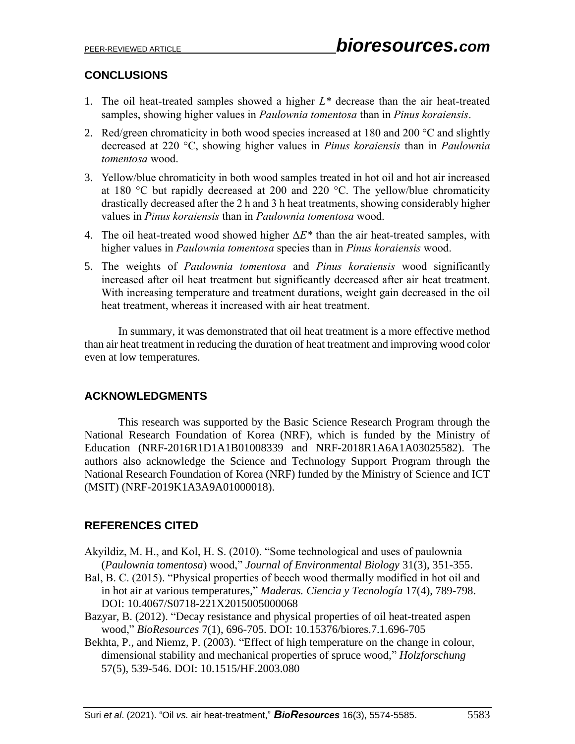## CONCLUSIONS

1. The oil heat-treated samples showed a higher $L^*$ decrease than the air heat-treated samples, showing higher values in *Paulownia tomentosa* than in *Pinus koraiensis*.
2. Red/green chromaticity in both wood species increased at 180 and 200 °C and slightly decreased at 220 °C, showing higher values in *Pinus koraiensis* than in *Paulownia tomentosa* wood.
3. Yellow/blue chromaticity in both wood samples treated in hot oil and hot air increased at 180 °C but rapidly decreased at 200 and 220 °C. The yellow/blue chromaticity drastically decreased after the 2 h and 3 h heat treatments, showing considerably higher values in *Pinus koraiensis* than in *Paulownia tomentosa* wood.
4. The oil heat-treated wood showed higher $\Delta E^*$ than the air heat-treated samples, with higher values in *Paulownia tomentosa* species than in *Pinus koraiensis* wood.
5. The weights of *Paulownia tomentosa* and *Pinus koraiensis* wood significantly increased after oil heat treatment but significantly decreased after air heat treatment. With increasing temperature and treatment durations, weight gain decreased in the oil heat treatment, whereas it increased with air heat treatment.

In summary, it was demonstrated that oil heat treatment is a more effective method than air heat treatment in reducing the duration of heat treatment and improving wood color even at low temperatures.

## ACKNOWLEDGMENTS

This research was supported by the Basic Science Research Program through the National Research Foundation of Korea (NRF), which is funded by the Ministry of Education (NRF-2016R1D1A1B01008339 and NRF-2018R1A6A1A03025582). The authors also acknowledge the Science and Technology Support Program through the National Research Foundation of Korea (NRF) funded by the Ministry of Science and ICT (MSIT) (NRF-2019K1A3A9A01000018).

## REFERENCES CITED

Akyildiz, M. H., and Kol, H. S. (2010). "Some technological and uses of paulownia (*Paulownia tomentosa*) wood," *Journal of Environmental Biology* 31(3), 351-355.

Bal, B. C. (2015). "Physical properties of beech wood thermally modified in hot oil and in hot air at various temperatures," *Maderas. Ciencia y Tecnología* 17(4), 789-798. DOI: 10.4067/S0718-221X2015005000068

Bazyar, B. (2012). "Decay resistance and physical properties of oil heat-treated aspen wood," *BioResources* 7(1), 696-705. DOI: 10.15376/biores.7.1.696-705

Bekhta, P., and Niemz, P. (2003). "Effect of high temperature on the change in colour, dimensional stability and mechanical properties of spruce wood," *Holzforschung* 57(5), 539-546. DOI: 10.1515/HF.2003.080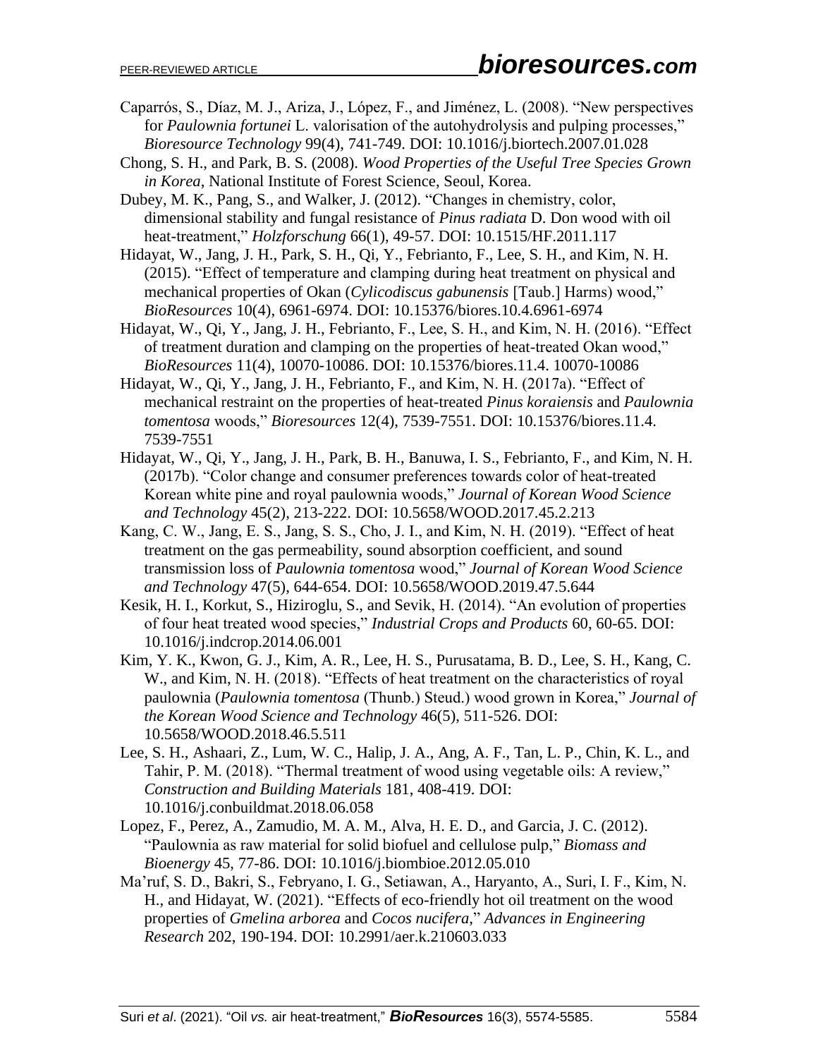Caparrós, S., Díaz, M. J., Ariza, J., López, F., and Jiménez, L. (2008). "New perspectives for *Paulownia fortunei* L. valorisation of the autohydrolysis and pulping processes," *Bioresource Technology* 99(4), 741-749. DOI: 10.1016/j.biortech.2007.01.028

Chong, S. H., and Park, B. S. (2008). *Wood Properties of the Useful Tree Species Grown in Korea*, National Institute of Forest Science, Seoul, Korea.

Dubey, M. K., Pang, S., and Walker, J. (2012). "Changes in chemistry, color, dimensional stability and fungal resistance of *Pinus radiata* D. Don wood with oil heat-treatment," *Holzforschung* 66(1), 49-57. DOI: 10.1515/HF.2011.117

Hidayat, W., Jang, J. H., Park, S. H., Qi, Y., Febrianto, F., Lee, S. H., and Kim, N. H. (2015). "Effect of temperature and clamping during heat treatment on physical and mechanical properties of Okan (*Cylicodiscus gabunensis* [Taub.] Harms) wood," *BioResources* 10(4), 6961-6974. DOI: 10.15376/biores.10.4.6961-6974

Hidayat, W., Qi, Y., Jang, J. H., Febrianto, F., Lee, S. H., and Kim, N. H. (2016). "Effect of treatment duration and clamping on the properties of heat-treated Okan wood," *BioResources* 11(4), 10070-10086. DOI: 10.15376/biores.11.4. 10070-10086

Hidayat, W., Qi, Y., Jang, J. H., Febrianto, F., and Kim, N. H. (2017a). "Effect of mechanical restraint on the properties of heat-treated *Pinus koraiensis* and *Paulownia tomentosa* woods," *Bioresources* 12(4), 7539-7551. DOI: 10.15376/biores.11.4. 7539-7551

Hidayat, W., Qi, Y., Jang, J. H., Park, B. H., Banuwa, I. S., Febrianto, F., and Kim, N. H. (2017b). "Color change and consumer preferences towards color of heat-treated Korean white pine and royal paulownia woods," *Journal of Korean Wood Science and Technology* 45(2), 213-222. DOI: 10.5658/WOOD.2017.45.2.213

Kang, C. W., Jang, E. S., Jang, S. S., Cho, J. I., and Kim, N. H. (2019). "Effect of heat treatment on the gas permeability, sound absorption coefficient, and sound transmission loss of *Paulownia tomentosa* wood," *Journal of Korean Wood Science and Technology* 47(5), 644-654. DOI: 10.5658/WOOD.2019.47.5.644

Kesik, H. I., Korkut, S., Hiziroglu, S., and Sevik, H. (2014). "An evolution of properties of four heat treated wood species," *Industrial Crops and Products* 60, 60-65. DOI: 10.1016/j.indcrop.2014.06.001

Kim, Y. K., Kwon, G. J., Kim, A. R., Lee, H. S., Purusatama, B. D., Lee, S. H., Kang, C. W., and Kim, N. H. (2018). "Effects of heat treatment on the characteristics of royal paulownia (*Paulownia tomentosa* (Thunb.) Steud.) wood grown in Korea," *Journal of the Korean Wood Science and Technology* 46(5), 511-526. DOI: 10.5658/WOOD.2018.46.5.511

Lee, S. H., Ashaari, Z., Lum, W. C., Halip, J. A., Ang, A. F., Tan, L. P., Chin, K. L., and Tahir, P. M. (2018). "Thermal treatment of wood using vegetable oils: A review," *Construction and Building Materials* 181, 408-419. DOI: 10.1016/j.conbuildmat.2018.06.058

Lopez, F., Perez, A., Zamudio, M. A. M., Alva, H. E. D., and Garcia, J. C. (2012). "Paulownia as raw material for solid biofuel and cellulose pulp," *Biomass and Bioenergy* 45, 77-86. DOI: 10.1016/j.biombioe.2012.05.010

Ma'ruf, S. D., Bakri, S., Febryano, I. G., Setiawan, A., Haryanto, A., Suri, I. F., Kim, N. H., and Hidayat, W. (2021). "Effects of eco-friendly hot oil treatment on the wood properties of *Gmelina arborea* and *Cocos nucifera*," *Advances in Engineering Research* 202, 190-194. DOI: 10.2991/aer.k.210603.033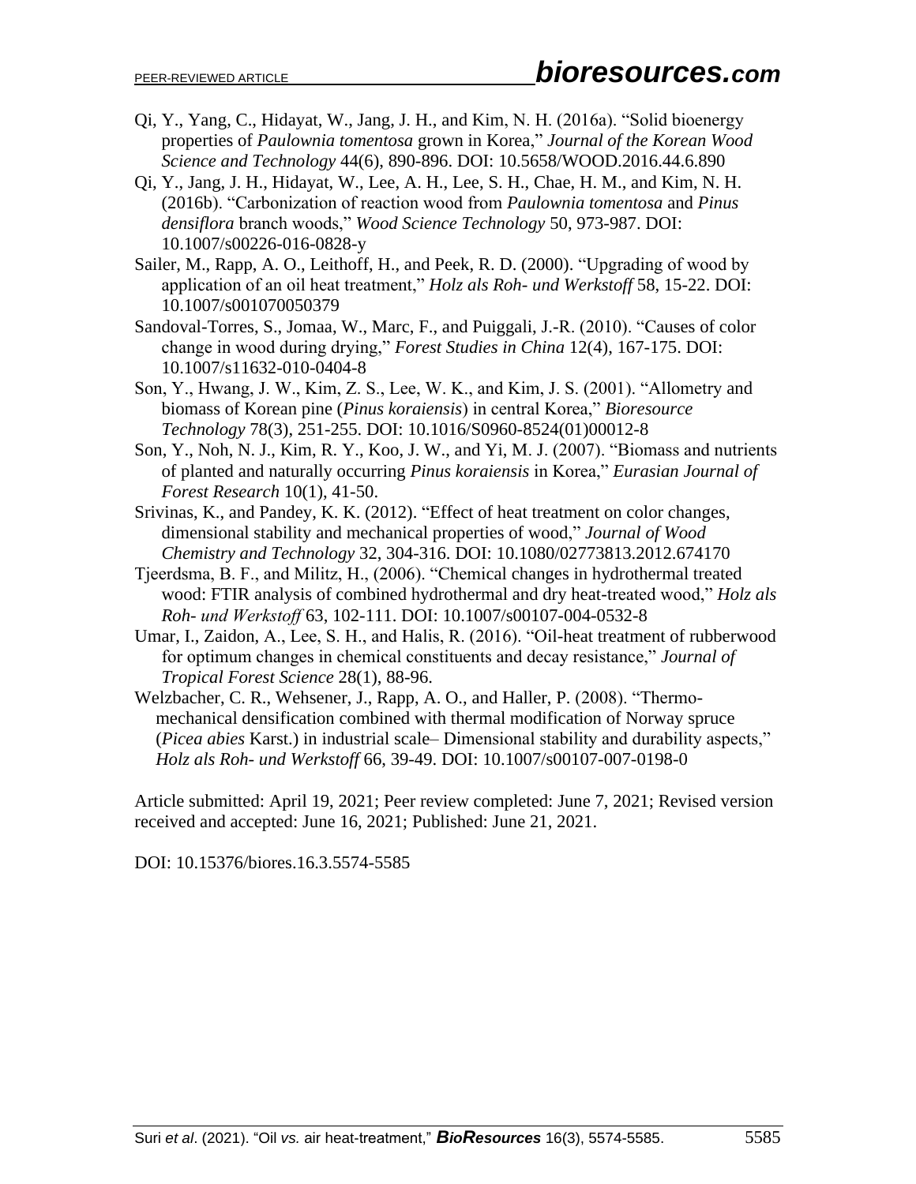Qi, Y., Yang, C., Hidayat, W., Jang, J. H., and Kim, N. H. (2016a). "Solid bioenergy properties of *Paulownia tomentosa* grown in Korea," *Journal of the Korean Wood Science and Technology* 44(6), 890-896. DOI: 10.5658/WOOD.2016.44.6.890

Qi, Y., Jang, J. H., Hidayat, W., Lee, A. H., Lee, S. H., Chae, H. M., and Kim, N. H. (2016b). "Carbonization of reaction wood from *Paulownia tomentosa* and *Pinus densiflora* branch woods," *Wood Science Technology* 50, 973-987. DOI: 10.1007/s00226-016-0828-y

Sailer, M., Rapp, A. O., Leithoff, H., and Peek, R. D. (2000). "Upgrading of wood by application of an oil heat treatment," *Holz als Roh- und Werkstoff* 58, 15-22. DOI: 10.1007/s001070050379

Sandoval-Torres, S., Jomaa, W., Marc, F., and Puiggali, J.-R. (2010). "Causes of color change in wood during drying," *Forest Studies in China* 12(4), 167-175. DOI: 10.1007/s11632-010-0404-8

Son, Y., Hwang, J. W., Kim, Z. S., Lee, W. K., and Kim, J. S. (2001). "Allometry and biomass of Korean pine (*Pinus koraiensis*) in central Korea," *Bioresource Technology* 78(3), 251-255. DOI: 10.1016/S0960-8524(01)00012-8

Son, Y., Noh, N. J., Kim, R. Y., Koo, J. W., and Yi, M. J. (2007). "Biomass and nutrients of planted and naturally occurring *Pinus koraiensis* in Korea," *Eurasian Journal of Forest Research* 10(1), 41-50.

Srivinas, K., and Pandey, K. K. (2012). "Effect of heat treatment on color changes, dimensional stability and mechanical properties of wood," *Journal of Wood Chemistry and Technology* 32, 304-316. DOI: 10.1080/02773813.2012.674170

Tjeerdsma, B. F., and Militz, H., (2006). "Chemical changes in hydrothermal treated wood: FTIR analysis of combined hydrothermal and dry heat-treated wood," *Holz als Roh- und Werkstoff* 63, 102-111. DOI: 10.1007/s00107-004-0532-8

Umar, I., Zaidon, A., Lee, S. H., and Halis, R. (2016). "Oil-heat treatment of rubberwood for optimum changes in chemical constituents and decay resistance," *Journal of Tropical Forest Science* 28(1), 88-96.

Welzbacher, C. R., Wehsener, J., Rapp, A. O., and Haller, P. (2008). "Thermo-mechanical densification combined with thermal modification of Norway spruce (*Picea abies* Karst.) in industrial scale– Dimensional stability and durability aspects," *Holz als Roh- und Werkstoff* 66, 39-49. DOI: 10.1007/s00107-007-0198-0

Article submitted: April 19, 2021; Peer review completed: June 7, 2021; Revised version received and accepted: June 16, 2021; Published: June 21, 2021.

DOI: 10.15376/biores.16.3.5574-5585